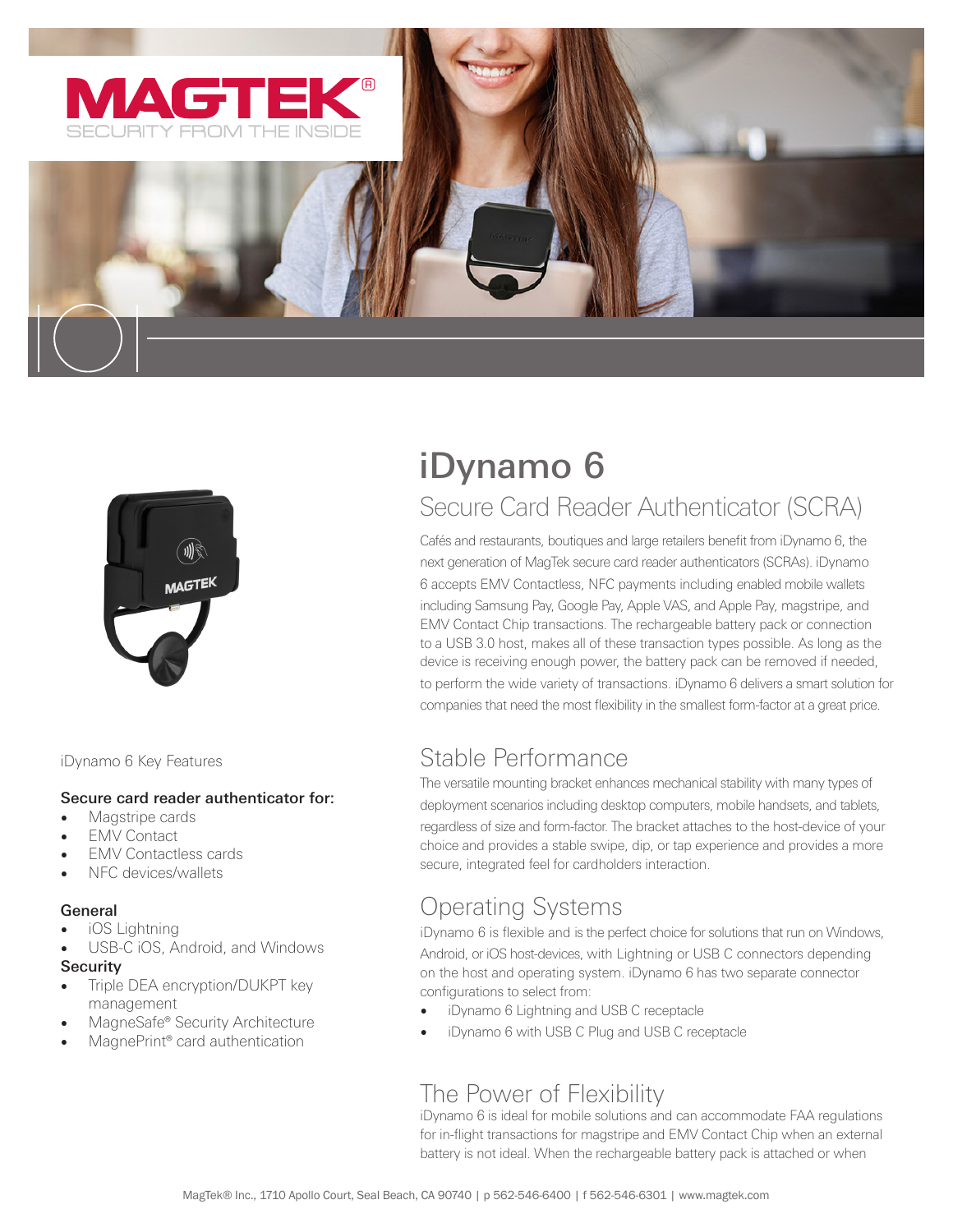MAGTEK®
SECURITY FROM THE INSIDE

# iDynamo 6

## Secure Card Reader Authenticator (SCRA)

Cafés and restaurants, boutiques and large retailers benefit from iDynamo 6, the next generation of MagTek secure card reader authenticators (SCRAs). iDynamo 6 accepts EMV Contactless, NFC payments including enabled mobile wallets including Samsung Pay, Google Pay, Apple VAS, and Apple Pay, magstripe, and EMV Contact Chip transactions. The rechargeable battery pack or connection to a USB 3.0 host, makes all of these transaction types possible. As long as the device is receiving enough power, the battery pack can be removed if needed, to perform the wide variety of transactions. iDynamo 6 delivers a smart solution for companies that need the most flexibility in the smallest form-factor at a great price.

iDynamo 6 Key Features

**Secure card reader authenticator for:**

- Magstripe cards
- EMV Contact
- EMV Contactless cards
- NFC devices/wallets

**General**

- iOS Lightning
- USB-C iOS, Android, and Windows

**Security**

- Triple DEA encryption/DUKPT key management
- MagneSafe® Security Architecture
- MagnePrint® card authentication

## Stable Performance

The versatile mounting bracket enhances mechanical stability with many types of deployment scenarios including desktop computers, mobile handsets, and tablets, regardless of size and form-factor. The bracket attaches to the host-device of your choice and provides a stable swipe, dip, or tap experience and provides a more secure, integrated feel for cardholders interaction.

## Operating Systems

iDynamo 6 is flexible and is the perfect choice for solutions that run on Windows, Android, or iOS host-devices, with Lightning or USB C connectors depending on the host and operating system. iDynamo 6 has two separate connector configurations to select from:

- iDynamo 6 Lightning and USB C receptacle
- iDynamo 6 with USB C Plug and USB C receptacle

## The Power of Flexibility

iDynamo 6 is ideal for mobile solutions and can accommodate FAA regulations for in-flight transactions for magstripe and EMV Contact Chip when an external battery is not ideal. When the rechargeable battery pack is attached or when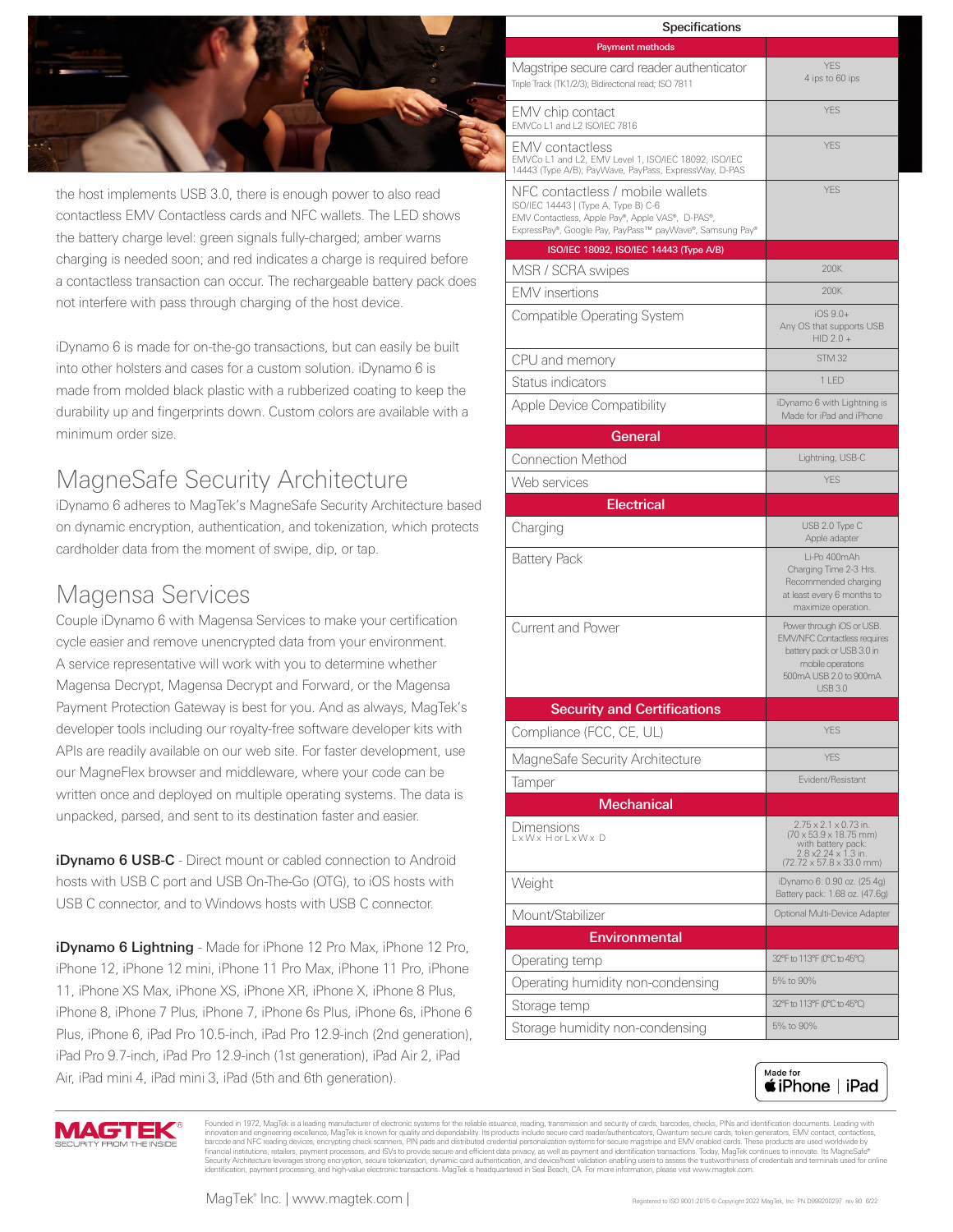the host implements USB 3.0, there is enough power to also read contactless EMV Contactless cards and NFC wallets. The LED shows the battery charge level: green signals fully-charged; amber warns charging is needed soon; and red indicates a charge is required before a contactless transaction can occur. The rechargeable battery pack does not interfere with pass through charging of the host device.

iDynamo 6 is made for on-the-go transactions, but can easily be built into other holsters and cases for a custom solution. iDynamo 6 is made from molded black plastic with a rubberized coating to keep the durability up and fingerprints down. Custom colors are available with a minimum order size.

## MagneSafe Security Architecture

iDynamo 6 adheres to MagTek's MagneSafe Security Architecture based on dynamic encryption, authentication, and tokenization, which protects cardholder data from the moment of swipe, dip, or tap.

## Magensa Services

Couple iDynamo 6 with Magensa Services to make your certification cycle easier and remove unencrypted data from your environment. A service representative will work with you to determine whether Magensa Decrypt, Magensa Decrypt and Forward, or the Magensa Payment Protection Gateway is best for you. And as always, MagTek's developer tools including our royalty-free software developer kits with APIs are readily available on our web site. For faster development, use our MagneFlex browser and middleware, where your code can be written once and deployed on multiple operating systems. The data is unpacked, parsed, and sent to its destination faster and easier.

**iDynamo 6 USB-C** - Direct mount or cabled connection to Android hosts with USB C port and USB On-The-Go (OTG), to iOS hosts with USB C connector, and to Windows hosts with USB C connector.

**iDynamo 6 Lightning** - Made for iPhone 12 Pro Max, iPhone 12 Pro, iPhone 12, iPhone 12 mini, iPhone 11 Pro Max, iPhone 11 Pro, iPhone 11, iPhone XS Max, iPhone XS, iPhone XR, iPhone X, iPhone 8 Plus, iPhone 8, iPhone 7 Plus, iPhone 7, iPhone 6s Plus, iPhone 6s, iPhone 6 Plus, iPhone 6, iPad Pro 10.5-inch, iPad Pro 12.9-inch (2nd generation), iPad Pro 9.7-inch, iPad Pro 12.9-inch (1st generation), iPad Air 2, iPad Air, iPad mini 4, iPad mini 3, iPad (5th and 6th generation).

| Specifications | |
|---|---|
| **Payment methods** | |
| Magstripe secure card reader authenticator<br>Triple Track (TK1/2/3); Bidirectional read; ISO 7811 | YES<br>4 ips to 60 ips |
| EMV chip contact<br>EMVCo L1 and L2 ISO/IEC 7816 | YES |
| EMV contactless<br>EMVCo L1 and L2, EMV Level 1, ISO/IEC 18092, ISO/IEC 14443 (Type A/B); PayWave, PayPass, ExpressWay, D-PAS | YES |
| NFC contactless / mobile wallets<br>ISO/IEC 14443 \| (Type A, Type B) C-6<br>EMV Contactless, Apple Pay®, Apple VAS®, D-PAS®, ExpressPay®, Google Pay, PayPass™ payWave®, Samsung Pay® | YES |
| **ISO/IEC 18092, ISO/IEC 14443 (Type A/B)** | |
| MSR / SCRA swipes | 200K |
| EMV insertions | 200K |
| Compatible Operating System | iOS 9.0+<br>Any OS that supports USB HID 2.0 + |
| CPU and memory | STM 32 |
| Status indicators | 1 LED |
| Apple Device Compatibility | iDynamo 6 with Lightning is Made for iPad and iPhone |
| **General** | |
| Connection Method | Lightning, USB-C |
| Web services | YES |
| **Electrical** | |
| Charging | USB 2.0 Type C<br>Apple adapter |
| Battery Pack | Li-Po 400mAh<br>Charging Time 2-3 Hrs.<br>Recommended charging at least every 6 months to maximize operation. |
| Current and Power | Power through iOS or USB.<br>EMV/NFC Contactless requires battery pack or USB 3.0 in mobile operations<br>500mA USB 2.0 to 900mA USB 3.0 |
| **Security and Certifications** | |
| Compliance (FCC, CE, UL) | YES |
| MagneSafe Security Architecture | YES |
| Tamper | Evident/Resistant |
| **Mechanical** | |
| Dimensions<br>L x W x H or L x W x D | 2.75 x 2.1 x 0.73 in.<br>(70 x 53.9 x 18.75 mm)<br>with battery pack:<br>2.8 x2.24 x 1.3 in.<br>(72.72 x 57.8 x 33.0 mm) |
| Weight | iDynamo 6: 0.90 oz. (25.4g)<br>Battery pack: 1.68 oz. (47.6g) |
| Mount/Stabilizer | Optional Multi-Device Adapter |
| **Environmental** | |
| Operating temp | 32°F to 113°F (0°C to 45°C) |
| Operating humidity non-condensing | 5% to 90% |
| Storage temp | 32°F to 113°F (0°C to 45°C) |
| Storage humidity non-condensing | 5% to 90% |

Made for iPhone | iPad

MAGTEK® SECURITY FROM THE INSIDE

Founded in 1972, MagTek is a leading manufacturer of electronic systems for the reliable issuance, reading, transmission and security of cards, barcodes, checks, PINs and identification documents. Leading with innovation and engineering excellence, MagTek is known for quality and dependability. Its products include secure card reader/authenticators, Qwantum secure cards, token generators, EMV contact, contactless, barcode and NFC reading devices, encrypting check scanners, PIN pads and distributed credential personalization systems for secure magstripe and EMV enabled cards. These products are used worldwide by financial institutions, retailers, payment processors, and ISVs to provide secure and efficient data privacy, as well as payment and identification transactions. Today, MagTek continues to innovate. Its MagneSafe® Security Architecture leverages strong encryption, secure tokenization, dynamic card authentication, and device/host validation enabling users to assess the trustworthiness of credentials and terminals used for online identification, payment processing, and high-value electronic transactions. MagTek is headquartered in Seal Beach, CA. For more information, please visit www.magtek.com.

MagTek® Inc. | www.magtek.com |

Registered to ISO 9001:2015 © Copyright 2022 MagTek, Inc. PN D998200297 rev 80 6/22